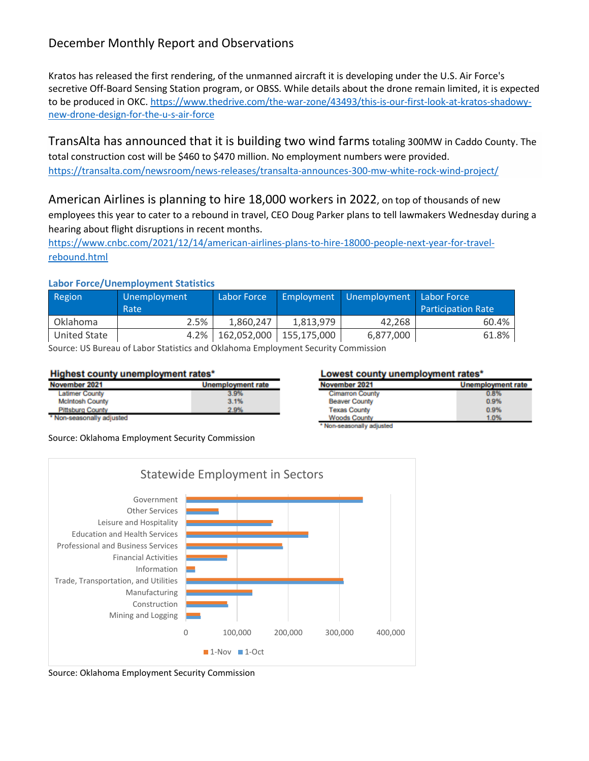# December Monthly Report and Observations

Kratos has released the first rendering, of the unmanned aircraft it is developing under the U.S. Air Force's secretive Off-Board Sensing Station program, or OBSS. While details about the drone remain limited, it is expected to be produced in OKC. https://www.thedrive.com/the-war-zone/43493/this-is-our-first-look-at-kratos-shadowy-new-drone-design-for-the-u-s-air-force

TransAlta has announced that it is building two wind farms totaling 300MW in Caddo County. The total construction cost will be $460 to $470 million. No employment numbers were provided. https://transalta.com/newsroom/news-releases/transalta-announces-300-mw-white-rock-wind-project/

American Airlines is planning to hire 18,000 workers in 2022, on top of thousands of new employees this year to cater to a rebound in travel, CEO Doug Parker plans to tell lawmakers Wednesday during a hearing about flight disruptions in recent months. https://www.cnbc.com/2021/12/14/american-airlines-plans-to-hire-18000-people-next-year-for-travel-rebound.html

### Labor Force/Unemployment Statistics

| Region | Unemployment Rate | Labor Force | Employment | Unemployment | Labor Force Participation Rate |
|---|---|---|---|---|---|
| Oklahoma | 2.5% | 1,860,247 | 1,813,979 | 42,268 | 60.4% |
| United State | 4.2% | 162,052,000 | 155,175,000 | 6,877,000 | 61.8% |

Source: US Bureau of Labor Statistics and Oklahoma Employment Security Commission

**Highest county unemployment rates***

| November 2021 | Unemployment rate |
|---|---|
| Latimer County | 3.9% |
| McIntosh County | 3.1% |
| Pittsburg County | 2.9% |

* Non-seasonally adjusted

**Lowest county unemployment rates***

| November 2021 | Unemployment rate |
|---|---|
| Cimarron County | 0.8% |
| Beaver County | 0.9% |
| Texas County | 0.9% |
| Woods County | 1.0% |

* Non-seasonally adjusted

Source: Oklahoma Employment Security Commission

**Statewide Employment in Sectors**

Sectors (1-Nov, 1-Oct): Government, Other Services, Leisure and Hospitality, Education and Health Services, Professional and Business Services, Financial Activities, Information, Trade, Transportation, and Utilities, Manufacturing, Construction, Mining and Logging

Source: Oklahoma Employment Security Commission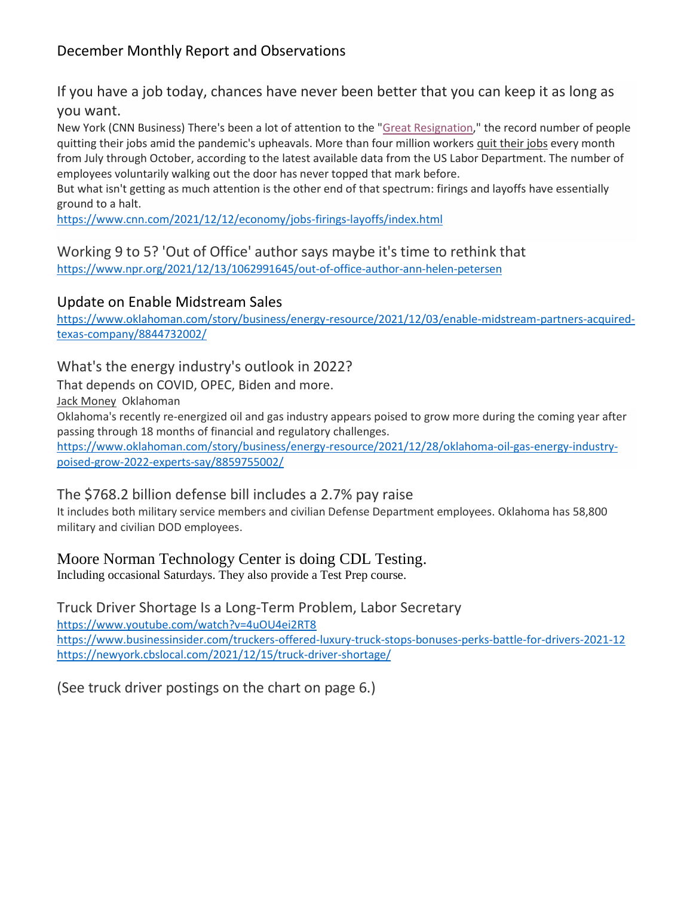# December Monthly Report and Observations

## If you have a job today, chances have never been better that you can keep it as long as you want.

New York (CNN Business) There's been a lot of attention to the "Great Resignation," the record number of people quitting their jobs amid the pandemic's upheavals. More than four million workers quit their jobs every month from July through October, according to the latest available data from the US Labor Department. The number of employees voluntarily walking out the door has never topped that mark before.

But what isn't getting as much attention is the other end of that spectrum: firings and layoffs have essentially ground to a halt.

https://www.cnn.com/2021/12/12/economy/jobs-firings-layoffs/index.html

## Working 9 to 5? 'Out of Office' author says maybe it's time to rethink that

https://www.npr.org/2021/12/13/1062991645/out-of-office-author-ann-helen-petersen

## Update on Enable Midstream Sales

https://www.oklahoman.com/story/business/energy-resource/2021/12/03/enable-midstream-partners-acquired-texas-company/8844732002/

## What's the energy industry's outlook in 2022?

### That depends on COVID, OPEC, Biden and more.

Jack Money Oklahoman

Oklahoma's recently re-energized oil and gas industry appears poised to grow more during the coming year after passing through 18 months of financial and regulatory challenges.

https://www.oklahoman.com/story/business/energy-resource/2021/12/28/oklahoma-oil-gas-energy-industry-poised-grow-2022-experts-say/8859755002/

## The $768.2 billion defense bill includes a 2.7% pay raise

It includes both military service members and civilian Defense Department employees. Oklahoma has 58,800 military and civilian DOD employees.

## Moore Norman Technology Center is doing CDL Testing.

Including occasional Saturdays. They also provide a Test Prep course.

## Truck Driver Shortage Is a Long-Term Problem, Labor Secretary

https://www.youtube.com/watch?v=4uOU4ei2RT8

https://www.businessinsider.com/truckers-offered-luxury-truck-stops-bonuses-perks-battle-for-drivers-2021-12

https://newyork.cbslocal.com/2021/12/15/truck-driver-shortage/

(See truck driver postings on the chart on page 6.)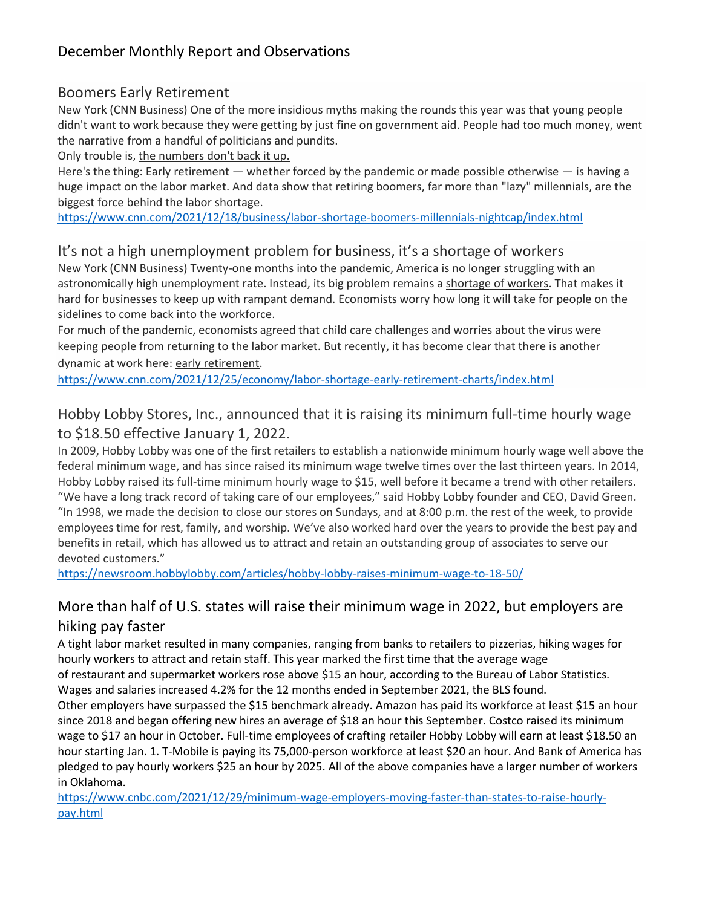# December Monthly Report and Observations

## Boomers Early Retirement

New York (CNN Business) One of the more insidious myths making the rounds this year was that young people didn't want to work because they were getting by just fine on government aid. People had too much money, went the narrative from a handful of politicians and pundits.

Only trouble is, the numbers don't back it up.

Here's the thing: Early retirement — whether forced by the pandemic or made possible otherwise — is having a huge impact on the labor market. And data show that retiring boomers, far more than "lazy" millennials, are the biggest force behind the labor shortage.

https://www.cnn.com/2021/12/18/business/labor-shortage-boomers-millennials-nightcap/index.html

## It's not a high unemployment problem for business, it's a shortage of workers

New York (CNN Business) Twenty-one months into the pandemic, America is no longer struggling with an astronomically high unemployment rate. Instead, its big problem remains a shortage of workers. That makes it hard for businesses to keep up with rampant demand. Economists worry how long it will take for people on the sidelines to come back into the workforce.

For much of the pandemic, economists agreed that child care challenges and worries about the virus were keeping people from returning to the labor market. But recently, it has become clear that there is another dynamic at work here: early retirement.

https://www.cnn.com/2021/12/25/economy/labor-shortage-early-retirement-charts/index.html

## Hobby Lobby Stores, Inc., announced that it is raising its minimum full-time hourly wage to $18.50 effective January 1, 2022.

In 2009, Hobby Lobby was one of the first retailers to establish a nationwide minimum hourly wage well above the federal minimum wage, and has since raised its minimum wage twelve times over the last thirteen years. In 2014, Hobby Lobby raised its full-time minimum hourly wage to $15, well before it became a trend with other retailers. "We have a long track record of taking care of our employees," said Hobby Lobby founder and CEO, David Green. "In 1998, we made the decision to close our stores on Sundays, and at 8:00 p.m. the rest of the week, to provide employees time for rest, family, and worship. We've also worked hard over the years to provide the best pay and benefits in retail, which has allowed us to attract and retain an outstanding group of associates to serve our devoted customers."

https://newsroom.hobbylobby.com/articles/hobby-lobby-raises-minimum-wage-to-18-50/

## More than half of U.S. states will raise their minimum wage in 2022, but employers are hiking pay faster

A tight labor market resulted in many companies, ranging from banks to retailers to pizzerias, hiking wages for hourly workers to attract and retain staff. This year marked the first time that the average wage of restaurant and supermarket workers rose above $15 an hour, according to the Bureau of Labor Statistics. Wages and salaries increased 4.2% for the 12 months ended in September 2021, the BLS found.

Other employers have surpassed the $15 benchmark already. Amazon has paid its workforce at least $15 an hour since 2018 and began offering new hires an average of $18 an hour this September. Costco raised its minimum wage to $17 an hour in October. Full-time employees of crafting retailer Hobby Lobby will earn at least $18.50 an hour starting Jan. 1. T-Mobile is paying its 75,000-person workforce at least $20 an hour. And Bank of America has pledged to pay hourly workers $25 an hour by 2025. All of the above companies have a larger number of workers in Oklahoma.

https://www.cnbc.com/2021/12/29/minimum-wage-employers-moving-faster-than-states-to-raise-hourly-pay.html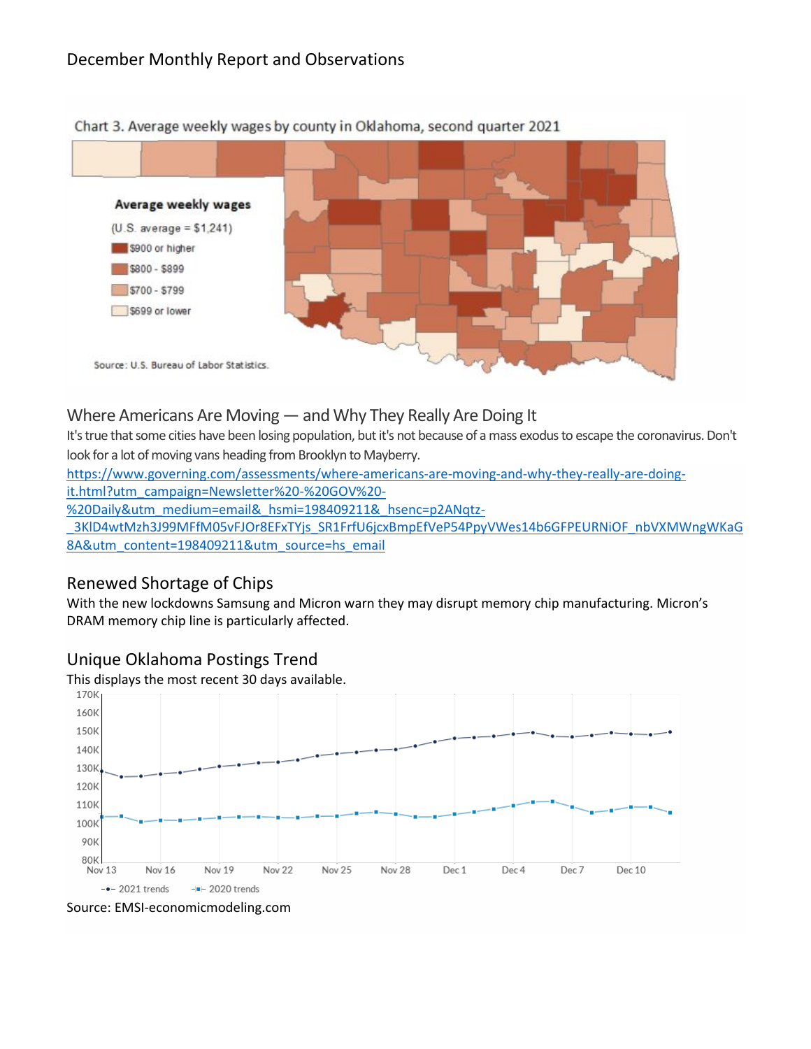## December Monthly Report and Observations

Chart 3. Average weekly wages by county in Oklahoma, second quarter 2021

**Average weekly wages**

(U.S. average = $1,241)

- $900 or higher
- $800 - $899
- $700 - $799
- $699 or lower

Source: U.S. Bureau of Labor Statistics.

### Where Americans Are Moving — and Why They Really Are Doing It

It's true that some cities have been losing population, but it's not because of a mass exodus to escape the coronavirus. Don't look for a lot of moving vans heading from Brooklyn to Mayberry.

https://www.governing.com/assessments/where-americans-are-moving-and-why-they-really-are-doing-it.html?utm_campaign=Newsletter%20-%20GOV%20-%20Daily&utm_medium=email&_hsmi=198409211&_hsenc=p2ANqtz-_3KlD4wtMzh3J99MFfM05vFJOr8EFxTYjs_SR1FrfU6jcxBmpEfVeP54PpyVWes14b6GFPEURNiOF_nbVXMWngWKaG8A&utm_content=198409211&utm_source=hs_email

### Renewed Shortage of Chips

With the new lockdowns Samsung and Micron warn they may disrupt memory chip manufacturing. Micron's DRAM memory chip line is particularly affected.

### Unique Oklahoma Postings Trend

This displays the most recent 30 days available.

170K, 160K, 150K, 140K, 130K, 120K, 110K, 100K, 90K, 80K

Nov 13, Nov 16, Nov 19, Nov 22, Nov 25, Nov 28, Dec 1, Dec 4, Dec 7, Dec 10

2021 trends, 2020 trends

Source: EMSI-economicmodeling.com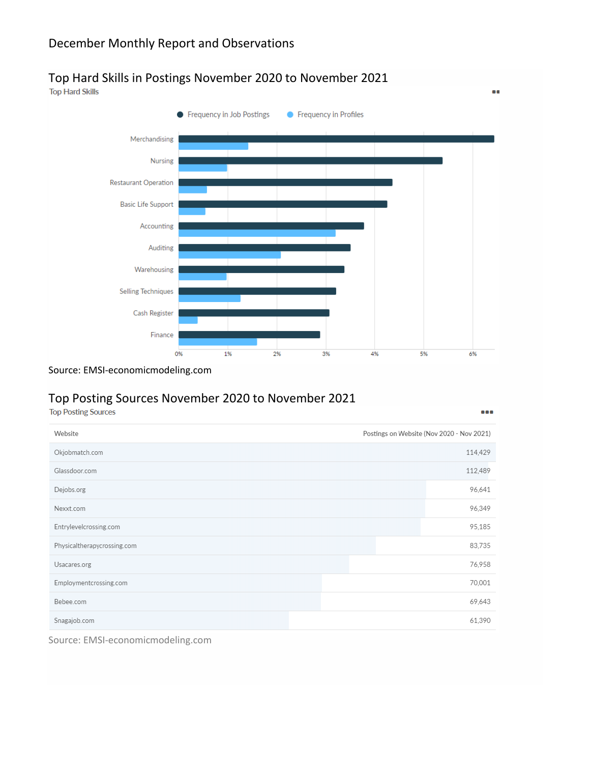# December Monthly Report and Observations

## Top Hard Skills in Postings November 2020 to November 2021

Top Hard Skills

- Frequency in Job Postings
- Frequency in Profiles

| Skill | Frequency in Job Postings | Frequency in Profiles |
| --- | --- | --- |
| Merchandising | | |
| Nursing | | |
| Restaurant Operation | | |
| Basic Life Support | | |
| Accounting | | |
| Auditing | | |
| Warehousing | | |
| Selling Techniques | | |
| Cash Register | | |
| Finance | | |

0% 1% 2% 3% 4% 5% 6%

Source: EMSI-economicmodeling.com

## Top Posting Sources November 2020 to November 2021

Top Posting Sources

| Website | Postings on Website (Nov 2020 - Nov 2021) |
| --- | --- |
| Okjobmatch.com | 114,429 |
| Glassdoor.com | 112,489 |
| Dejobs.org | 96,641 |
| Nexxt.com | 96,349 |
| Entrylevelcrossing.com | 95,185 |
| Physicaltherapycrossing.com | 83,735 |
| Usacares.org | 76,958 |
| Employmentcrossing.com | 70,001 |
| Bebee.com | 69,643 |
| Snagajob.com | 61,390 |

Source: EMSI-economicmodeling.com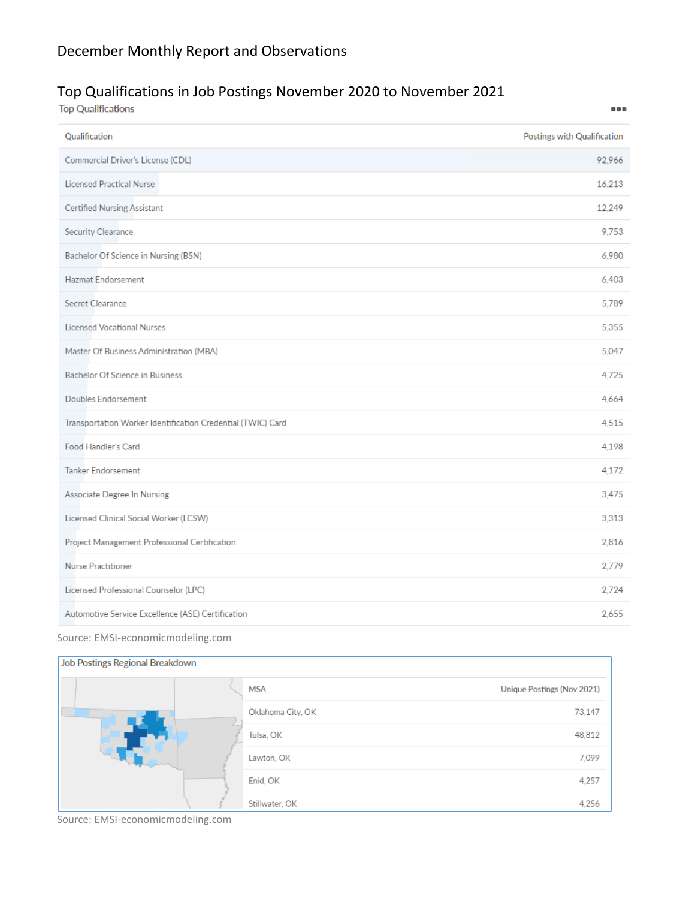# December Monthly Report and Observations

## Top Qualifications in Job Postings November 2020 to November 2021

Top Qualifications

| Qualification | Postings with Qualification |
|---|---|
| Commercial Driver's License (CDL) | 92,966 |
| Licensed Practical Nurse | 16,213 |
| Certified Nursing Assistant | 12,249 |
| Security Clearance | 9,753 |
| Bachelor Of Science in Nursing (BSN) | 6,980 |
| Hazmat Endorsement | 6,403 |
| Secret Clearance | 5,789 |
| Licensed Vocational Nurses | 5,355 |
| Master Of Business Administration (MBA) | 5,047 |
| Bachelor Of Science in Business | 4,725 |
| Doubles Endorsement | 4,664 |
| Transportation Worker Identification Credential (TWIC) Card | 4,515 |
| Food Handler's Card | 4,198 |
| Tanker Endorsement | 4,172 |
| Associate Degree In Nursing | 3,475 |
| Licensed Clinical Social Worker (LCSW) | 3,313 |
| Project Management Professional Certification | 2,816 |
| Nurse Practitioner | 2,779 |
| Licensed Professional Counselor (LPC) | 2,724 |
| Automotive Service Excellence (ASE) Certification | 2,655 |

Source: EMSI-economicmodeling.com

Job Postings Regional Breakdown

| MSA | Unique Postings (Nov 2021) |
|---|---|
| Oklahoma City, OK | 73,147 |
| Tulsa, OK | 48,812 |
| Lawton, OK | 7,099 |
| Enid, OK | 4,257 |
| Stillwater, OK | 4,256 |

Source: EMSI-economicmodeling.com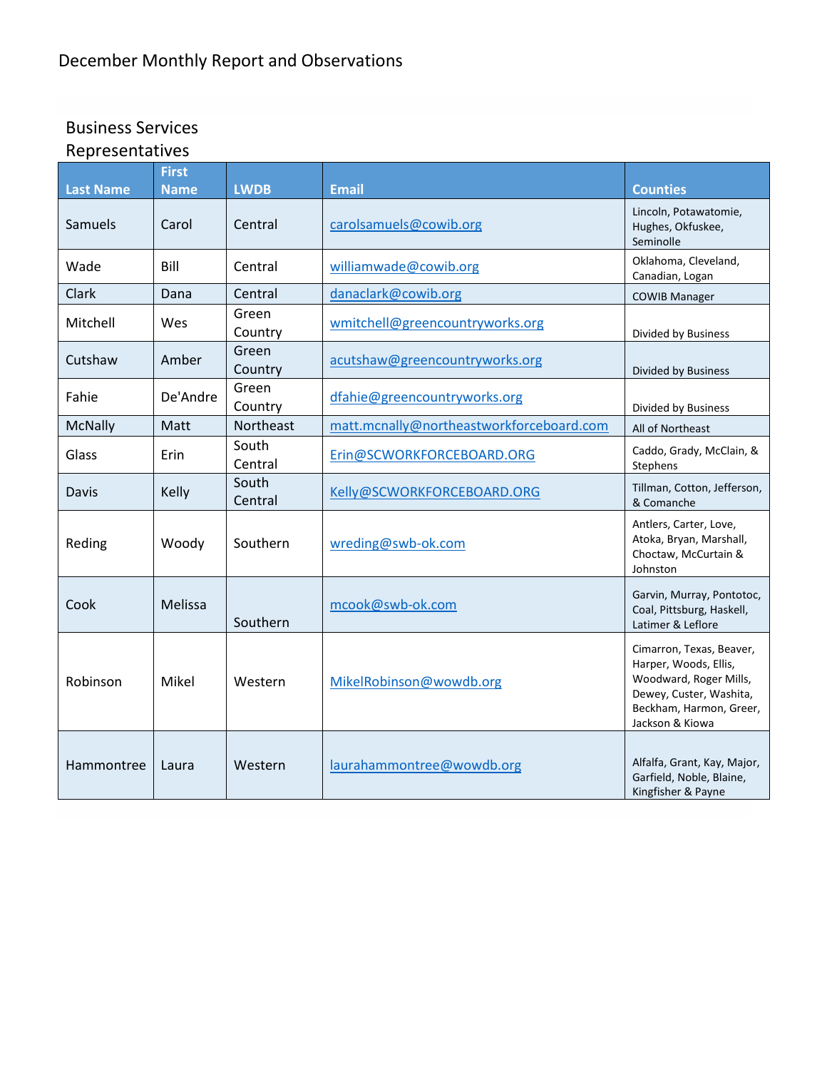December Monthly Report and Observations

## Business Services Representatives

| Last Name | First Name | LWDB | Email | Counties |
|---|---|---|---|---|
| Samuels | Carol | Central | carolsamuels@cowib.org | Lincoln, Potawatomie, Hughes, Okfuskee, Seminolle |
| Wade | Bill | Central | williamwade@cowib.org | Oklahoma, Cleveland, Canadian, Logan |
| Clark | Dana | Central | danaclark@cowib.org | COWIB Manager |
| Mitchell | Wes | Green Country | wmitchell@greencountryworks.org | Divided by Business |
| Cutshaw | Amber | Green Country | acutshaw@greencountryworks.org | Divided by Business |
| Fahie | De'Andre | Green Country | dfahie@greencountryworks.org | Divided by Business |
| McNally | Matt | Northeast | matt.mcnally@northeastworkforceboard.com | All of Northeast |
| Glass | Erin | South Central | Erin@SCWORKFORCEBOARD.ORG | Caddo, Grady, McClain, & Stephens |
| Davis | Kelly | South Central | Kelly@SCWORKFORCEBOARD.ORG | Tillman, Cotton, Jefferson, & Comanche |
| Reding | Woody | Southern | wreding@swb-ok.com | Antlers, Carter, Love, Atoka, Bryan, Marshall, Choctaw, McCurtain & Johnston |
| Cook | Melissa | Southern | mcook@swb-ok.com | Garvin, Murray, Pontotoc, Coal, Pittsburg, Haskell, Latimer & Leflore |
| Robinson | Mikel | Western | MikelRobinson@wowdb.org | Cimarron, Texas, Beaver, Harper, Woods, Ellis, Woodward, Roger Mills, Dewey, Custer, Washita, Beckham, Harmon, Greer, Jackson & Kiowa |
| Hammontree | Laura | Western | laurahammontree@wowdb.org | Alfalfa, Grant, Kay, Major, Garfield, Noble, Blaine, Kingfisher & Payne |